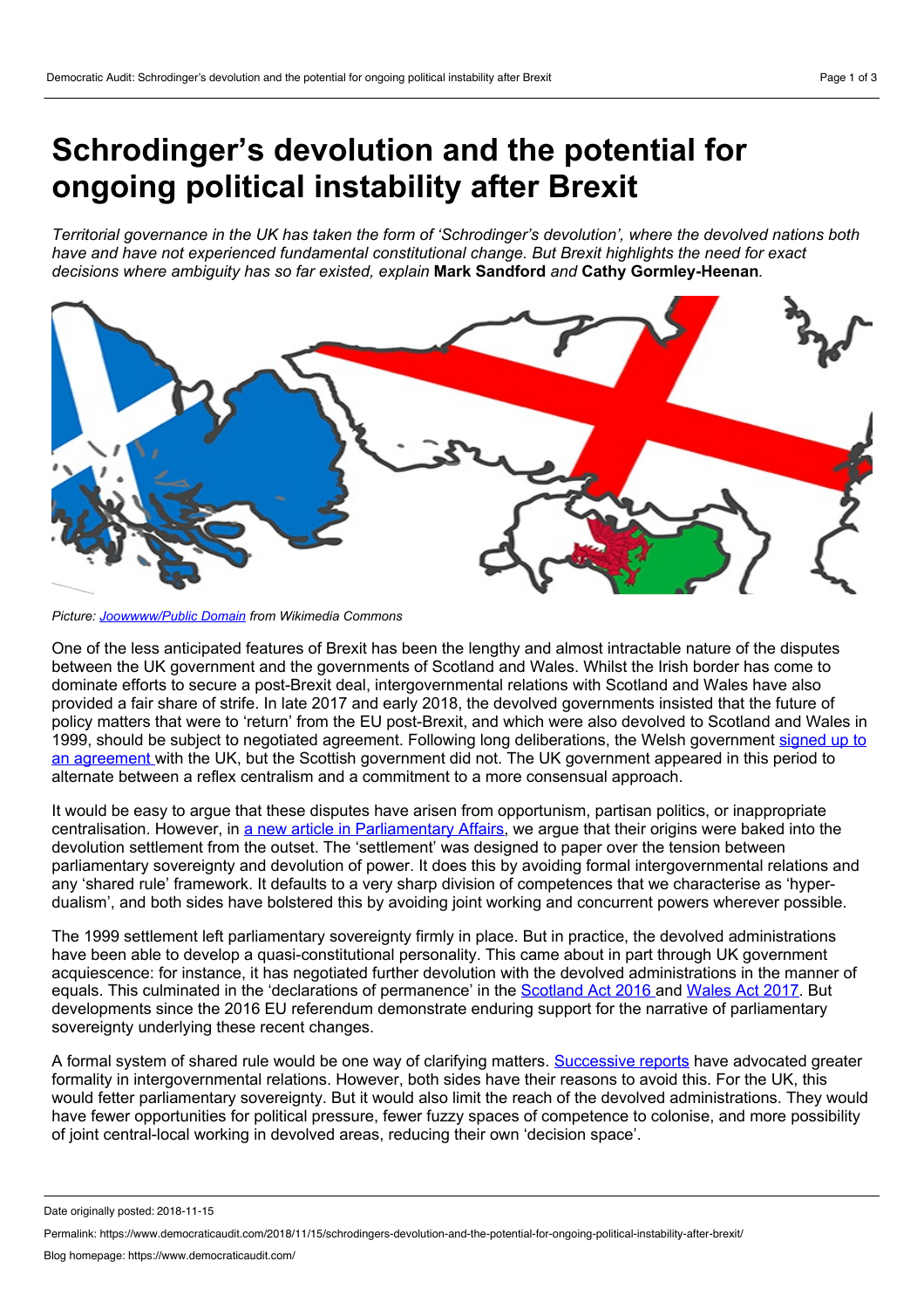# Schrodinger's devolution and the potential for ongoing political instability after Brexit

*Territorial governance in the UK has taken the form of 'Schrodinger's devolution', where the devolved nations both have and have not experienced fundamental constitutional change. But Brexit highlights the need for exact decisions where ambiguity has so far existed, explain* **Mark Sandford** *and* **Cathy Gormley-Heenan***.*

*Picture: Joowwww/Public Domain from Wikimedia Commons*

One of the less anticipated features of Brexit has been the lengthy and almost intractable nature of the disputes between the UK government and the governments of Scotland and Wales. Whilst the Irish border has come to dominate efforts to secure a post-Brexit deal, intergovernmental relations with Scotland and Wales have also provided a fair share of strife. In late 2017 and early 2018, the devolved governments insisted that the future of policy matters that were to 'return' from the EU post-Brexit, and which were also devolved to Scotland and Wales in 1999, should be subject to negotiated agreement. Following long deliberations, the Welsh government signed up to an agreement with the UK, but the Scottish government did not. The UK government appeared in this period to alternate between a reflex centralism and a commitment to a more consensual approach.

It would be easy to argue that these disputes have arisen from opportunism, partisan politics, or inappropriate centralisation. However, in a new article in Parliamentary Affairs, we argue that their origins were baked into the devolution settlement from the outset. The 'settlement' was designed to paper over the tension between parliamentary sovereignty and devolution of power. It does this by avoiding formal intergovernmental relations and any 'shared rule' framework. It defaults to a very sharp division of competences that we characterise as 'hyper-dualism', and both sides have bolstered this by avoiding joint working and concurrent powers wherever possible.

The 1999 settlement left parliamentary sovereignty firmly in place. But in practice, the devolved administrations have been able to develop a quasi-constitutional personality. This came about in part through UK government acquiescence: for instance, it has negotiated further devolution with the devolved administrations in the manner of equals. This culminated in the 'declarations of permanence' in the Scotland Act 2016 and Wales Act 2017. But developments since the 2016 EU referendum demonstrate enduring support for the narrative of parliamentary sovereignty underlying these recent changes.

A formal system of shared rule would be one way of clarifying matters. Successive reports have advocated greater formality in intergovernmental relations. However, both sides have their reasons to avoid this. For the UK, this would fetter parliamentary sovereignty. But it would also limit the reach of the devolved administrations. They would have fewer opportunities for political pressure, fewer fuzzy spaces of competence to colonise, and more possibility of joint central-local working in devolved areas, reducing their own 'decision space'.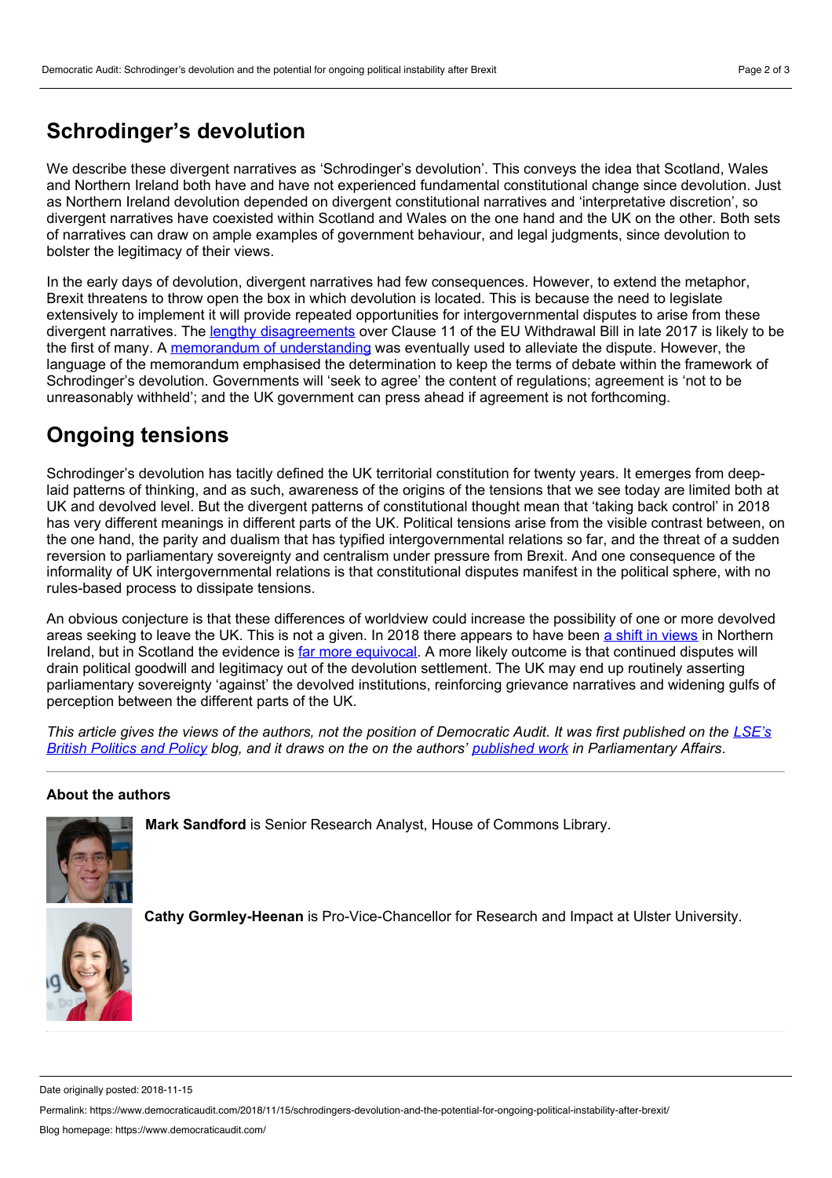## Schrodinger's devolution

We describe these divergent narratives as 'Schrodinger's devolution'. This conveys the idea that Scotland, Wales and Northern Ireland both have and have not experienced fundamental constitutional change since devolution. Just as Northern Ireland devolution depended on divergent constitutional narratives and 'interpretative discretion', so divergent narratives have coexisted within Scotland and Wales on the one hand and the UK on the other. Both sets of narratives can draw on ample examples of government behaviour, and legal judgments, since devolution to bolster the legitimacy of their views.

In the early days of devolution, divergent narratives had few consequences. However, to extend the metaphor, Brexit threatens to throw open the box in which devolution is located. This is because the need to legislate extensively to implement it will provide repeated opportunities for intergovernmental disputes to arise from these divergent narratives. The lengthy disagreements over Clause 11 of the EU Withdrawal Bill in late 2017 is likely to be the first of many. A memorandum of understanding was eventually used to alleviate the dispute. However, the language of the memorandum emphasised the determination to keep the terms of debate within the framework of Schrodinger's devolution. Governments will 'seek to agree' the content of regulations; agreement is 'not to be unreasonably withheld'; and the UK government can press ahead if agreement is not forthcoming.

## Ongoing tensions

Schrodinger's devolution has tacitly defined the UK territorial constitution for twenty years. It emerges from deep-laid patterns of thinking, and as such, awareness of the origins of the tensions that we see today are limited both at UK and devolved level. But the divergent patterns of constitutional thought mean that 'taking back control' in 2018 has very different meanings in different parts of the UK. Political tensions arise from the visible contrast between, on the one hand, the parity and dualism that has typified intergovernmental relations so far, and the threat of a sudden reversion to parliamentary sovereignty and centralism under pressure from Brexit. And one consequence of the informality of UK intergovernmental relations is that constitutional disputes manifest in the political sphere, with no rules-based process to dissipate tensions.

An obvious conjecture is that these differences of worldview could increase the possibility of one or more devolved areas seeking to leave the UK. This is not a given. In 2018 there appears to have been a shift in views in Northern Ireland, but in Scotland the evidence is far more equivocal. A more likely outcome is that continued disputes will drain political goodwill and legitimacy out of the devolution settlement. The UK may end up routinely asserting parliamentary sovereignty 'against' the devolved institutions, reinforcing grievance narratives and widening gulfs of perception between the different parts of the UK.

*This article gives the views of the authors, not the position of Democratic Audit. It was first published on the LSE's British Politics and Policy blog, and it draws on the on the authors' published work in Parliamentary Affairs.*

### About the authors

**Mark Sandford** is Senior Research Analyst, House of Commons Library.

**Cathy Gormley-Heenan** is Pro-Vice-Chancellor for Research and Impact at Ulster University.

Date originally posted: 2018-11-15

Permalink: https://www.democraticaudit.com/2018/11/15/schrodingers-devolution-and-the-potential-for-ongoing-political-instability-after-brexit/

Blog homepage: https://www.democraticaudit.com/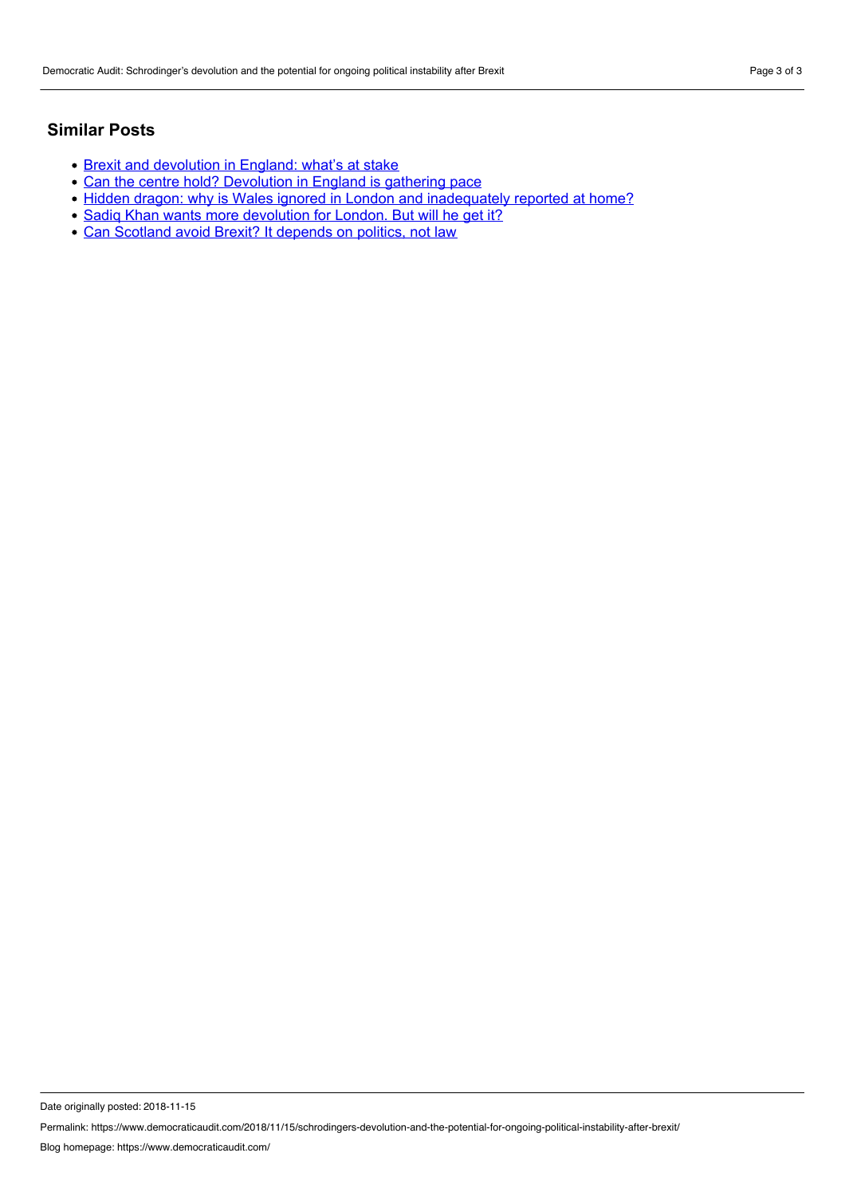## Similar Posts

- Brexit and devolution in England: what's at stake
- Can the centre hold? Devolution in England is gathering pace
- Hidden dragon: why is Wales ignored in London and inadequately reported at home?
- Sadiq Khan wants more devolution for London. But will he get it?
- Can Scotland avoid Brexit? It depends on politics, not law

Date originally posted: 2018-11-15

Permalink: https://www.democraticaudit.com/2018/11/15/schrodingers-devolution-and-the-potential-for-ongoing-political-instability-after-brexit/

Blog homepage: https://www.democraticaudit.com/